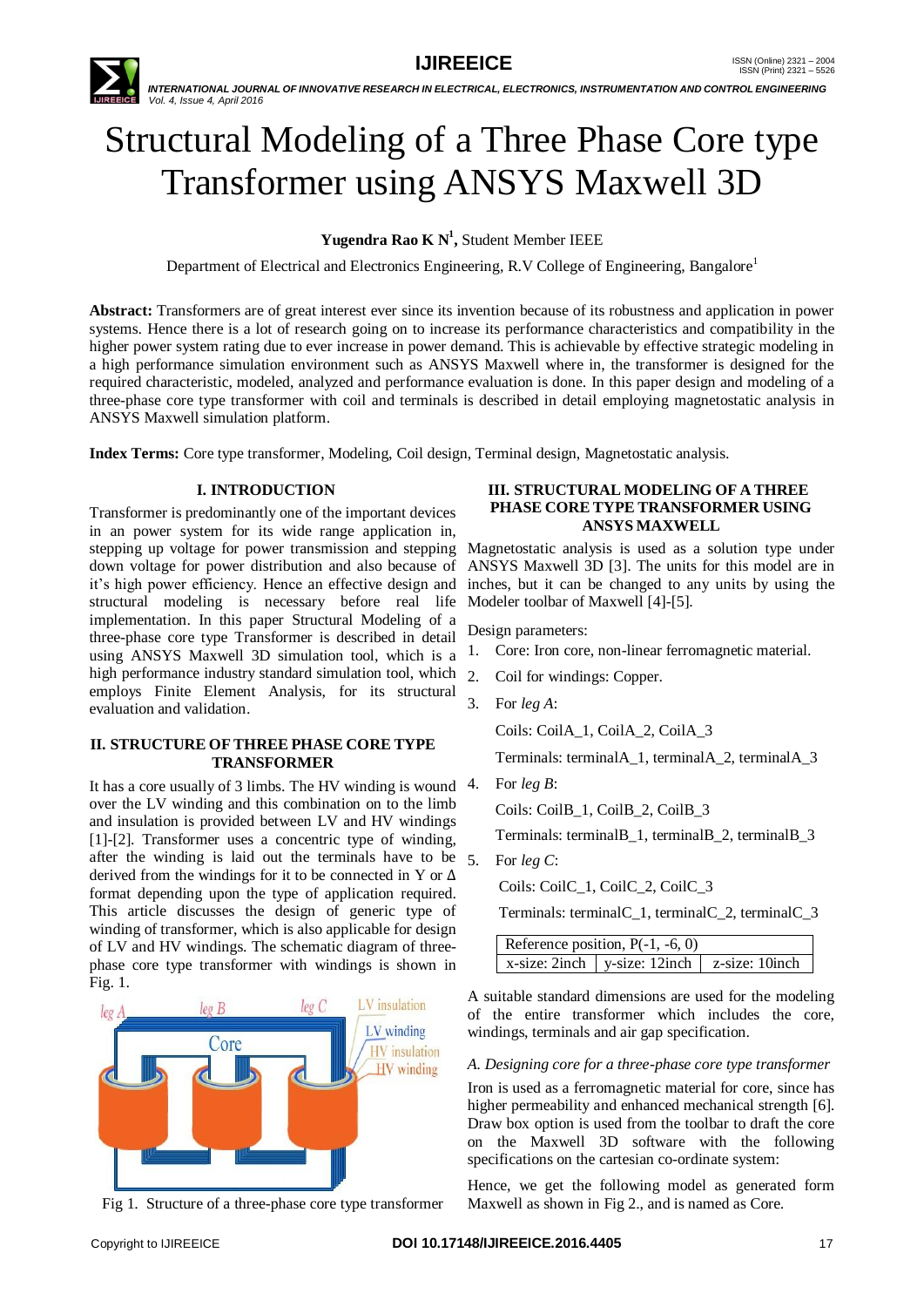# Structural Modeling of a Three Phase Core type Transformer using ANSYS Maxwell 3D

**Yugendra Rao K N[1],** Student Member IEEE

Department of Electrical and Electronics Engineering, R.V College of Engineering, Bangalore[1]

**Abstract:** Transformers are of great interest ever since its invention because of its robustness and application in power systems. Hence there is a lot of research going on to increase its performance characteristics and compatibility in the higher power system rating due to ever increase in power demand. This is achievable by effective strategic modeling in a high performance simulation environment such as ANSYS Maxwell where in, the transformer is designed for the required characteristic, modeled, analyzed and performance evaluation is done. In this paper design and modeling of a three-phase core type transformer with coil and terminals is described in detail employing magnetostatic analysis in ANSYS Maxwell simulation platform.

**Index Terms:** Core type transformer, Modeling, Coil design, Terminal design, Magnetostatic analysis.

## I. INTRODUCTION

Transformer is predominantly one of the important devices in an power system for its wide range application in, stepping up voltage for power transmission and stepping down voltage for power distribution and also because of it's high power efficiency. Hence an effective design and structural modeling is necessary before real life implementation. In this paper Structural Modeling of a three-phase core type Transformer is described in detail using ANSYS Maxwell 3D simulation tool, which is a high performance industry standard simulation tool, which employs Finite Element Analysis, for its structural evaluation and validation.

## II. STRUCTURE OF THREE PHASE CORE TYPE TRANSFORMER

It has a core usually of 3 limbs. The HV winding is wound over the LV winding and this combination on to the limb and insulation is provided between LV and HV windings [1]-[2]. Transformer uses a concentric type of winding, after the winding is laid out the terminals have to be derived from the windings for it to be connected in Y or Δ format depending upon the type of application required. This article discusses the design of generic type of winding of transformer, which is also applicable for design of LV and HV windings. The schematic diagram of three-phase core type transformer with windings is shown in Fig. 1.

Fig 1. Structure of a three-phase core type transformer

## III. STRUCTURAL MODELING OF A THREE PHASE CORE TYPE TRANSFORMER USING ANSYS MAXWELL

Magnetostatic analysis is used as a solution type under ANSYS Maxwell 3D [3]. The units for this model are in inches, but it can be changed to any units by using the Modeler toolbar of Maxwell [4]-[5].

Design parameters:

1. Core: Iron core, non-linear ferromagnetic material.
2. Coil for windings: Copper.
3. For *leg A*:

   Coils: CoilA_1, CoilA_2, CoilA_3

   Terminals: terminalA_1, terminalA_2, terminalA_3
4. For *leg B*:

   Coils: CoilB_1, CoilB_2, CoilB_3

   Terminals: terminalB_1, terminalB_2, terminalB_3
5. For *leg C*:

   Coils: CoilC_1, CoilC_2, CoilC_3

   Terminals: terminalC_1, terminalC_2, terminalC_3

| Reference position, P(-1, -6, 0) | | |
|---|---|---|
| x-size: 2inch | y-size: 12inch | z-size: 10inch |

A suitable standard dimensions are used for the modeling of the entire transformer which includes the core, windings, terminals and air gap specification.

### *A. Designing core for a three-phase core type transformer*

Iron is used as a ferromagnetic material for core, since has higher permeability and enhanced mechanical strength [6]. Draw box option is used from the toolbar to draft the core on the Maxwell 3D software with the following specifications on the cartesian co-ordinate system:

Hence, we get the following model as generated form Maxwell as shown in Fig 2., and is named as Core.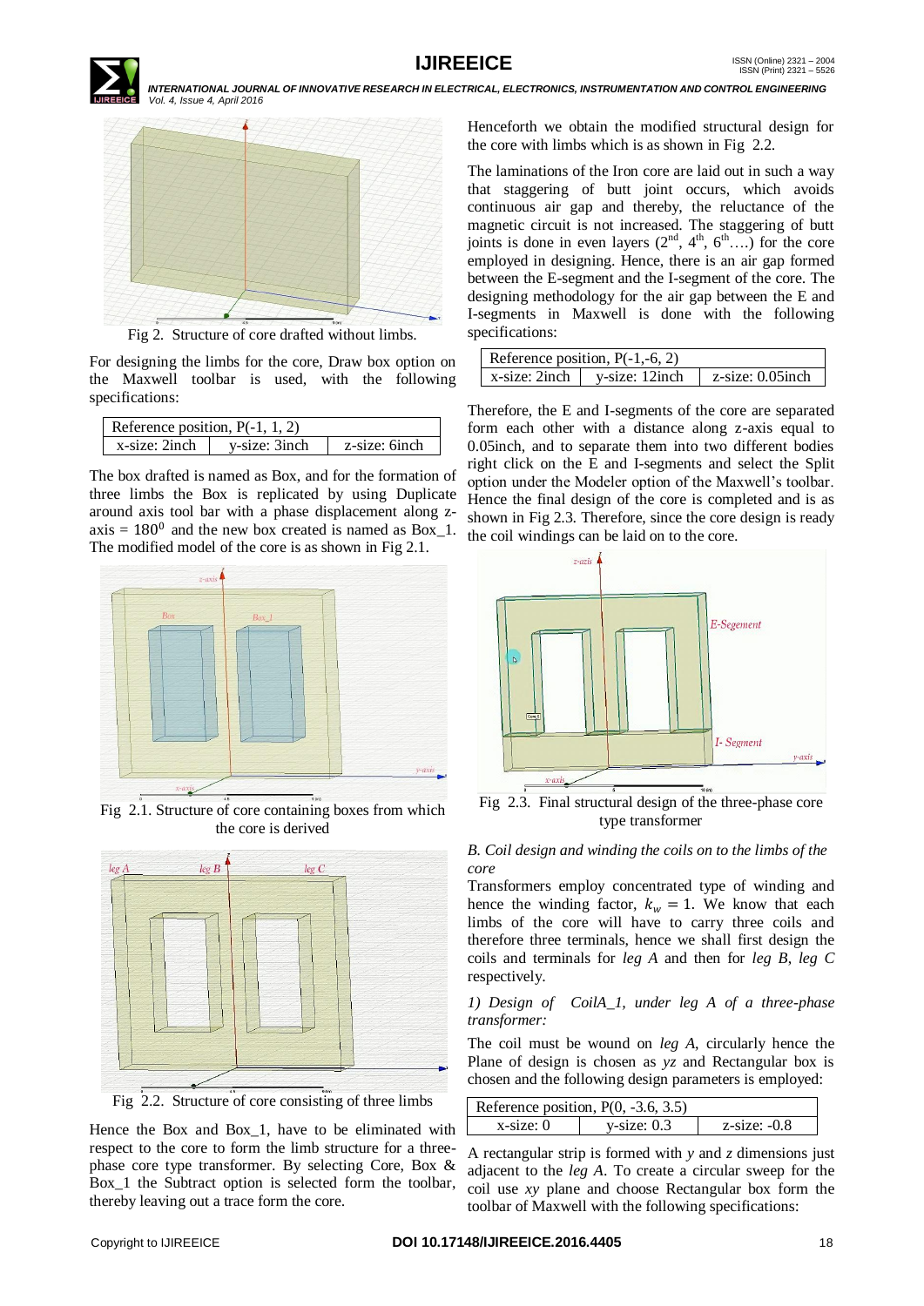Fig 2. Structure of core drafted without limbs.

For designing the limbs for the core, Draw box option on the Maxwell toolbar is used, with the following specifications:

| Reference position, P(-1, 1, 2) | | |
|---|---|---|
| x-size: 2inch | y-size: 3inch | z-size: 6inch |

The box drafted is named as Box, and for the formation of three limbs the Box is replicated by using Duplicate around axis tool bar with a phase displacement along z-axis = $180^0$ and the new box created is named as Box_1. The modified model of the core is as shown in Fig 2.1.

Fig 2.1. Structure of core containing boxes from which the core is derived

Fig 2.2. Structure of core consisting of three limbs

Hence the Box and Box_1, have to be eliminated with respect to the core to form the limb structure for a three-phase core type transformer. By selecting Core, Box & Box_1 the Subtract option is selected form the toolbar, thereby leaving out a trace form the core.

Henceforth we obtain the modified structural design for the core with limbs which is as shown in Fig 2.2.

The laminations of the Iron core are laid out in such a way that staggering of butt joint occurs, which avoids continuous air gap and thereby, the reluctance of the magnetic circuit is not increased. The staggering of butt joints is done in even layers ($2^{nd}$, $4^{th}$, $6^{th}$….) for the core employed in designing. Hence, there is an air gap formed between the E-segment and the I-segment of the core. The designing methodology for the air gap between the E and I-segments in Maxwell is done with the following specifications:

| Reference position, P(-1,-6, 2) | | |
|---|---|---|
| x-size: 2inch | y-size: 12inch | z-size: 0.05inch |

Therefore, the E and I-segments of the core are separated form each other with a distance along z-axis equal to 0.05inch, and to separate them into two different bodies right click on the E and I-segments and select the Split option under the Modeler option of the Maxwell's toolbar. Hence the final design of the core is completed and is as shown in Fig 2.3. Therefore, since the core design is ready the coil windings can be laid on to the core.

Fig 2.3. Final structural design of the three-phase core type transformer

### *B. Coil design and winding the coils on to the limbs of the core*

Transformers employ concentrated type of winding and hence the winding factor, $k_w = 1$. We know that each limbs of the core will have to carry three coils and therefore three terminals, hence we shall first design the coils and terminals for *leg A* and then for *leg B*, *leg C* respectively.

*1) Design of CoilA_1, under leg A of a three-phase transformer:*

The coil must be wound on *leg A*, circularly hence the Plane of design is chosen as *yz* and Rectangular box is chosen and the following design parameters is employed:

| Reference position, P(0, -3.6, 3.5) | | |
|---|---|---|
| x-size: 0 | y-size: 0.3 | z-size: -0.8 |

A rectangular strip is formed with *y* and *z* dimensions just adjacent to the *leg A*. To create a circular sweep for the coil use *xy* plane and choose Rectangular box form the toolbar of Maxwell with the following specifications: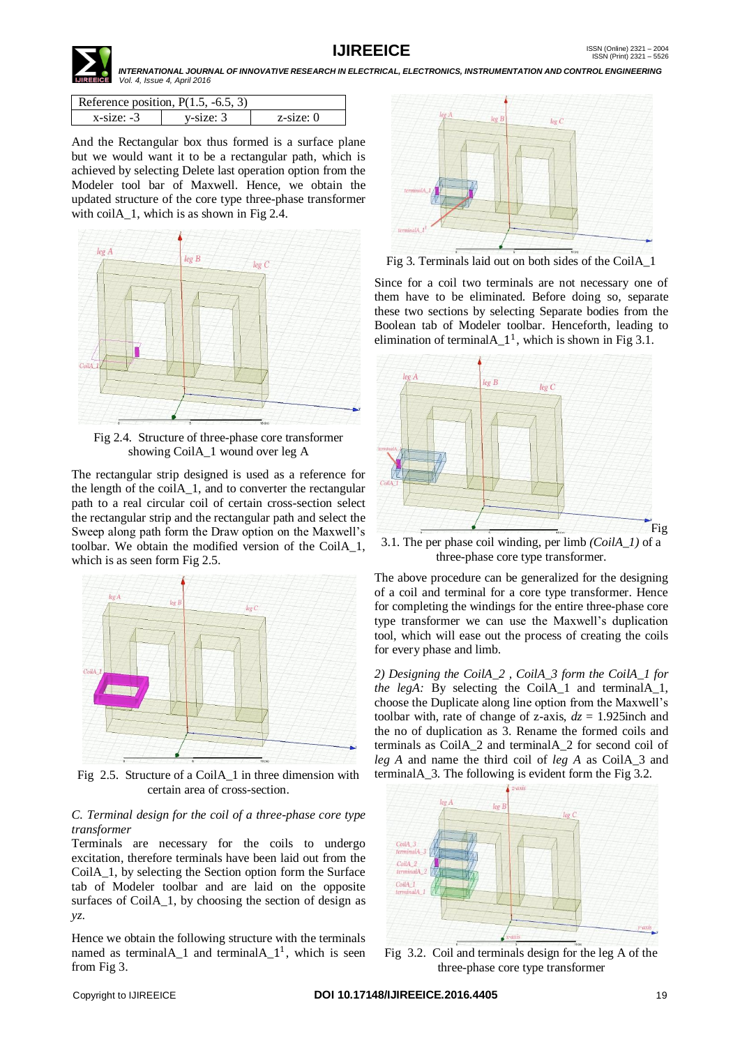| Reference position, P(1.5, -6.5, 3) | | |
|---|---|---|
| x-size: -3 | y-size: 3 | z-size: 0 |

And the Rectangular box thus formed is a surface plane but we would want it to be a rectangular path, which is achieved by selecting Delete last operation option from the Modeler tool bar of Maxwell. Hence, we obtain the updated structure of the core type three-phase transformer with coilA_1, which is as shown in Fig 2.4.

Fig 2.4. Structure of three-phase core transformer showing CoilA_1 wound over leg A

The rectangular strip designed is used as a reference for the length of the coilA_1, and to converter the rectangular path to a real circular coil of certain cross-section select the rectangular strip and the rectangular path and select the Sweep along path form the Draw option on the Maxwell's toolbar. We obtain the modified version of the CoilA_1, which is as seen form Fig 2.5.

Fig 2.5. Structure of a CoilA_1 in three dimension with certain area of cross-section.

*C. Terminal design for the coil of a three-phase core type transformer*

Terminals are necessary for the coils to undergo excitation, therefore terminals have been laid out from the CoilA_1, by selecting the Section option form the Surface tab of Modeler toolbar and are laid on the opposite surfaces of CoilA_1, by choosing the section of design as *yz*.

Hence we obtain the following structure with the terminals named as terminalA_1 and terminalA_1[1], which is seen from Fig 3.

Fig 3. Terminals laid out on both sides of the CoilA_1

Since for a coil two terminals are not necessary one of them have to be eliminated. Before doing so, separate these two sections by selecting Separate bodies from the Boolean tab of Modeler toolbar. Henceforth, leading to elimination of terminalA_1[1], which is shown in Fig 3.1.

Fig 3.1. The per phase coil winding, per limb *(CoilA_1)* of a three-phase core type transformer.

The above procedure can be generalized for the designing of a coil and terminal for a core type transformer. Hence for completing the windings for the entire three-phase core type transformer we can use the Maxwell's duplication tool, which will ease out the process of creating the coils for every phase and limb.

*2) Designing the CoilA_2 , CoilA_3 form the CoilA_1 for the legA:* By selecting the CoilA_1 and terminalA_1, choose the Duplicate along line option from the Maxwell's toolbar with, rate of change of z-axis, $dz$ = 1.925inch and the no of duplication as 3. Rename the formed coils and terminals as CoilA_2 and terminalA_2 for second coil of *leg A* and name the third coil of *leg A* as CoilA_3 and terminalA_3. The following is evident form the Fig 3.2.

Fig 3.2. Coil and terminals design for the leg A of the three-phase core type transformer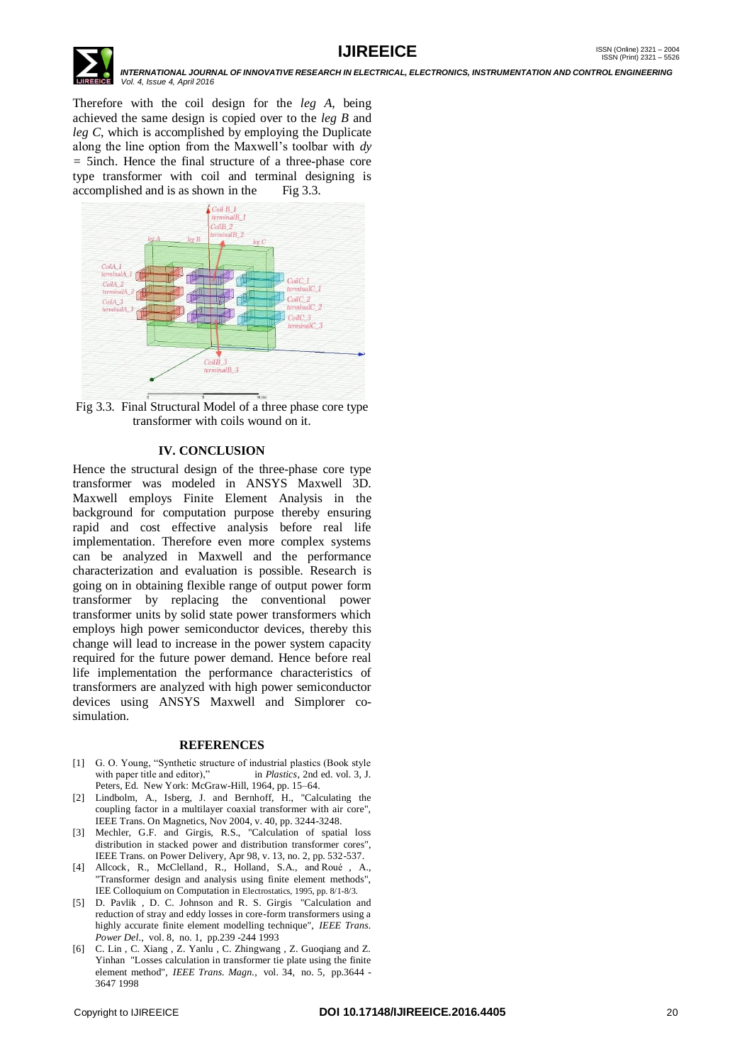Therefore with the coil design for the *leg A*, being achieved the same design is copied over to the *leg B* and *leg C*, which is accomplished by employing the Duplicate along the line option from the Maxwell's toolbar with $dy = 5$inch. Hence the final structure of a three-phase core type transformer with coil and terminal designing is accomplished and is as shown in the Fig 3.3.

Fig 3.3. Final Structural Model of a three phase core type transformer with coils wound on it.

## IV. CONCLUSION

Hence the structural design of the three-phase core type transformer was modeled in ANSYS Maxwell 3D. Maxwell employs Finite Element Analysis in the background for computation purpose thereby ensuring rapid and cost effective analysis before real life implementation. Therefore even more complex systems can be analyzed in Maxwell and the performance characterization and evaluation is possible. Research is going on in obtaining flexible range of output power form transformer by replacing the conventional power transformer units by solid state power transformers which employs high power semiconductor devices, thereby this change will lead to increase in the power system capacity required for the future power demand. Hence before real life implementation the performance characteristics of transformers are analyzed with high power semiconductor devices using ANSYS Maxwell and Simplorer co-simulation.

## REFERENCES

[1] G. O. Young, "Synthetic structure of industrial plastics (Book style with paper title and editor)," in *Plastics*, 2nd ed. vol. 3, J. Peters, Ed. New York: McGraw-Hill, 1964, pp. 15–64.

[2] Lindbolm, A., Isberg, J. and Bernhoff, H., "Calculating the coupling factor in a multilayer coaxial transformer with air core", IEEE Trans. On Magnetics, Nov 2004, v. 40, pp. 3244-3248.

[3] Mechler, G.F. and Girgis, R.S., "Calculation of spatial loss distribution in stacked power and distribution transformer cores", IEEE Trans. on Power Delivery, Apr 98, v. 13, no. 2, pp. 532-537.

[4] Allcock, R., McClelland, R., Holland, S.A., and Roué, A., "Transformer design and analysis using finite element methods", IEE Colloquium on Computation in Electrostatics, 1995, pp. 8/1-8/3.

[5] D. Pavlik , D. C. Johnson and R. S. Girgis "Calculation and reduction of stray and eddy losses in core-form transformers using a highly accurate finite element modelling technique", *IEEE Trans. Power Del.*, vol. 8, no. 1, pp.239 -244 1993

[6] C. Lin , C. Xiang , Z. Yanlu , C. Zhingwang , Z. Guoqiang and Z. Yinhan "Losses calculation in transformer tie plate using the finite element method", *IEEE Trans. Magn.*, vol. 34, no. 5, pp.3644 -3647 1998